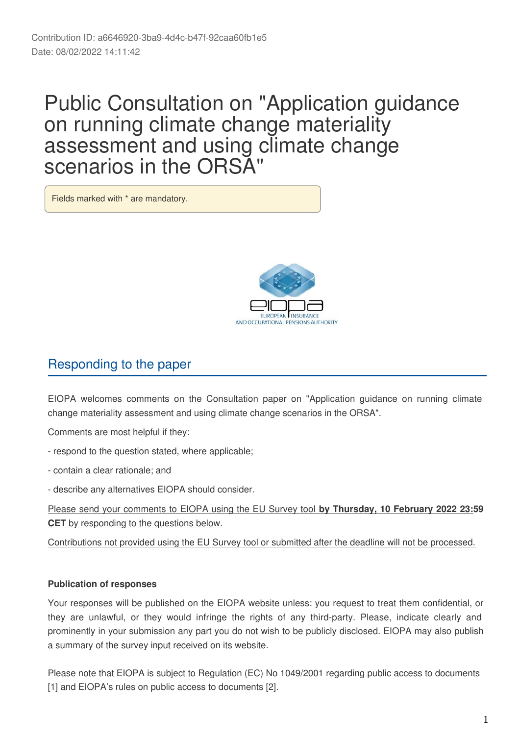Contribution ID: a6646920-3ba9-4d4c-b47f-92caa60fb1e5
Date: 08/02/2022 14:11:42

# Public Consultation on "Application guidance on running climate change materiality assessment and using climate change scenarios in the ORSA"

Fields marked with * are mandatory.

## Responding to the paper

EIOPA welcomes comments on the Consultation paper on "Application guidance on running climate change materiality assessment and using climate change scenarios in the ORSA".

Comments are most helpful if they:

- respond to the question stated, where applicable;

- contain a clear rationale; and

- describe any alternatives EIOPA should consider.

Please send your comments to EIOPA using the EU Survey tool **by Thursday, 10 February 2022 23:59 CET** by responding to the questions below.

Contributions not provided using the EU Survey tool or submitted after the deadline will not be processed.

**Publication of responses**

Your responses will be published on the EIOPA website unless: you request to treat them confidential, or they are unlawful, or they would infringe the rights of any third-party. Please, indicate clearly and prominently in your submission any part you do not wish to be publicly disclosed. EIOPA may also publish a summary of the survey input received on its website.

Please note that EIOPA is subject to Regulation (EC) No 1049/2001 regarding public access to documents [1] and EIOPA's rules on public access to documents [2].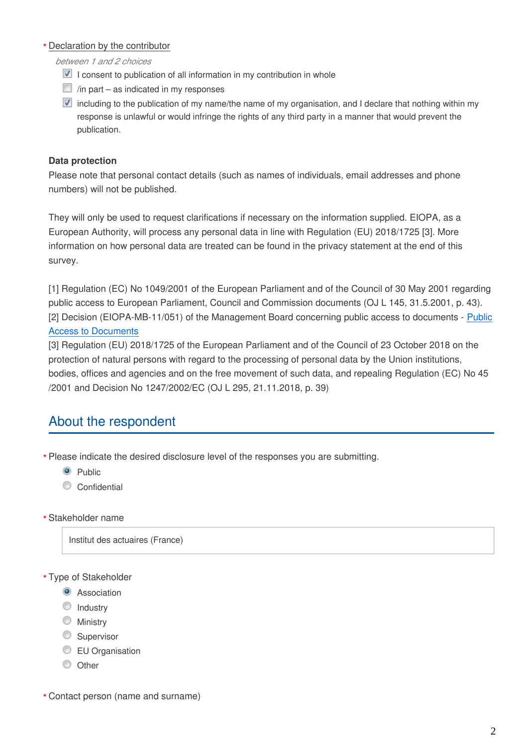\* Declaration by the contributor

*between 1 and 2 choices*

- [x] I consent to publication of all information in my contribution in whole
- [ ] /in part – as indicated in my responses
- [x] including to the publication of my name/the name of my organisation, and I declare that nothing within my response is unlawful or would infringe the rights of any third party in a manner that would prevent the publication.

**Data protection**

Please note that personal contact details (such as names of individuals, email addresses and phone numbers) will not be published.

They will only be used to request clarifications if necessary on the information supplied. EIOPA, as a European Authority, will process any personal data in line with Regulation (EU) 2018/1725 [3]. More information on how personal data are treated can be found in the privacy statement at the end of this survey.

[1] Regulation (EC) No 1049/2001 of the European Parliament and of the Council of 30 May 2001 regarding public access to European Parliament, Council and Commission documents (OJ L 145, 31.5.2001, p. 43).
[2] Decision (EIOPA-MB-11/051) of the Management Board concerning public access to documents - Public Access to Documents
[3] Regulation (EU) 2018/1725 of the European Parliament and of the Council of 23 October 2018 on the protection of natural persons with regard to the processing of personal data by the Union institutions, bodies, offices and agencies and on the free movement of such data, and repealing Regulation (EC) No 45 /2001 and Decision No 1247/2002/EC (OJ L 295, 21.11.2018, p. 39)

## About the respondent

\* Please indicate the desired disclosure level of the responses you are submitting.

- (•) Public
- ( ) Confidential

\* Stakeholder name

Institut des actuaires (France)

\* Type of Stakeholder

- (•) Association
- ( ) Industry
- ( ) Ministry
- ( ) Supervisor
- ( ) EU Organisation
- ( ) Other

\* Contact person (name and surname)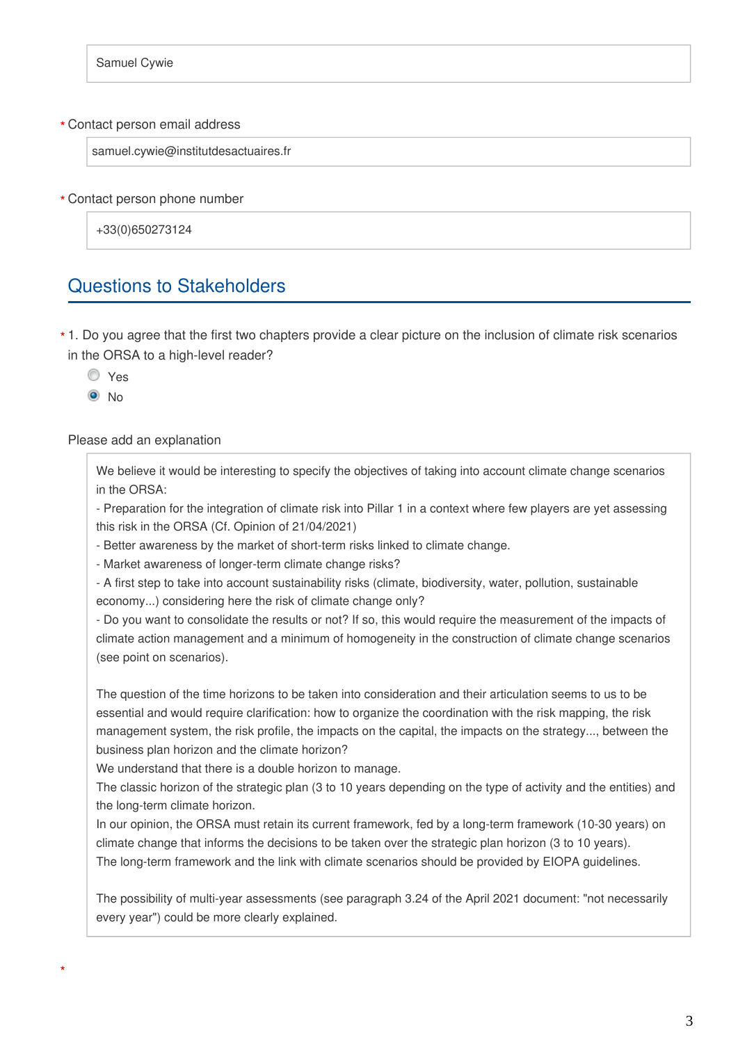Samuel Cywie

\* Contact person email address

samuel.cywie@institutdesactuaires.fr

\* Contact person phone number

+33(0)650273124

## Questions to Stakeholders

\* 1. Do you agree that the first two chapters provide a clear picture on the inclusion of climate risk scenarios in the ORSA to a high-level reader?

- ○ Yes
- ◉ No

Please add an explanation

We believe it would be interesting to specify the objectives of taking into account climate change scenarios in the ORSA:
- Preparation for the integration of climate risk into Pillar 1 in a context where few players are yet assessing this risk in the ORSA (Cf. Opinion of 21/04/2021)
- Better awareness by the market of short-term risks linked to climate change.
- Market awareness of longer-term climate change risks?
- A first step to take into account sustainability risks (climate, biodiversity, water, pollution, sustainable economy...) considering here the risk of climate change only?
- Do you want to consolidate the results or not? If so, this would require the measurement of the impacts of climate action management and a minimum of homogeneity in the construction of climate change scenarios (see point on scenarios).

The question of the time horizons to be taken into consideration and their articulation seems to us to be essential and would require clarification: how to organize the coordination with the risk mapping, the risk management system, the risk profile, the impacts on the capital, the impacts on the strategy..., between the business plan horizon and the climate horizon?
We understand that there is a double horizon to manage.
The classic horizon of the strategic plan (3 to 10 years depending on the type of activity and the entities) and the long-term climate horizon.
In our opinion, the ORSA must retain its current framework, fed by a long-term framework (10-30 years) on climate change that informs the decisions to be taken over the strategic plan horizon (3 to 10 years).
The long-term framework and the link with climate scenarios should be provided by EIOPA guidelines.

The possibility of multi-year assessments (see paragraph 3.24 of the April 2021 document: "not necessarily every year") could be more clearly explained.

\*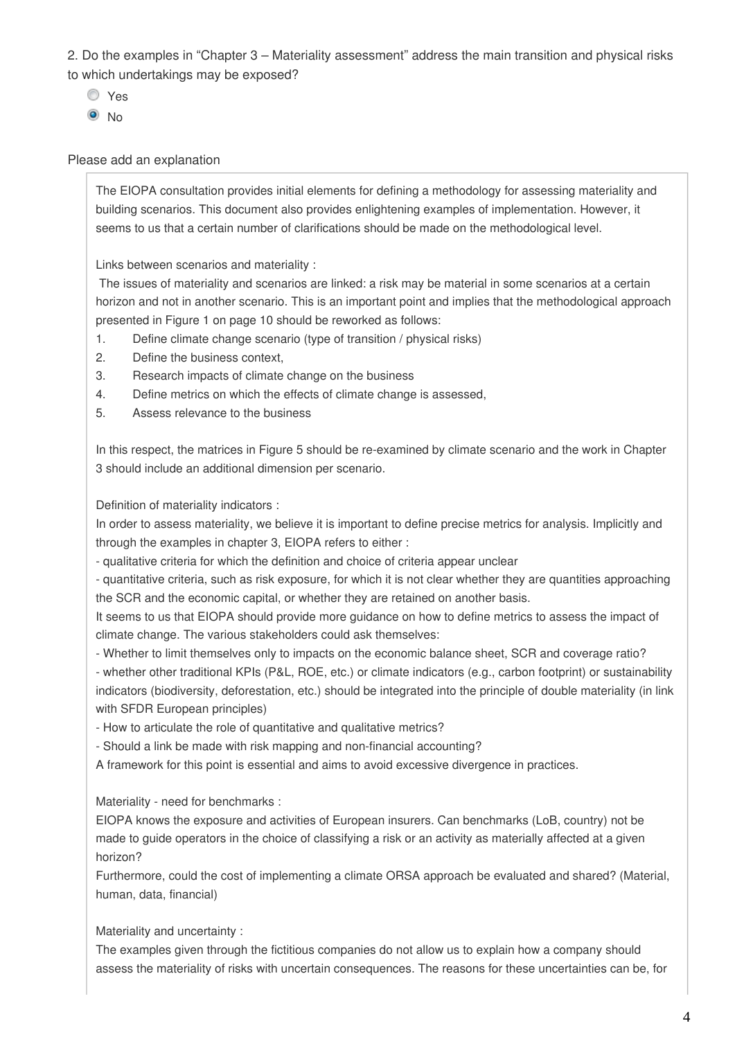2. Do the examples in "Chapter 3 – Materiality assessment" address the main transition and physical risks to which undertakings may be exposed?

- ○ Yes
- ◉ No

Please add an explanation

The EIOPA consultation provides initial elements for defining a methodology for assessing materiality and building scenarios. This document also provides enlightening examples of implementation. However, it seems to us that a certain number of clarifications should be made on the methodological level.

Links between scenarios and materiality :

The issues of materiality and scenarios are linked: a risk may be material in some scenarios at a certain horizon and not in another scenario. This is an important point and implies that the methodological approach presented in Figure 1 on page 10 should be reworked as follows:

1. Define climate change scenario (type of transition / physical risks)
2. Define the business context,
3. Research impacts of climate change on the business
4. Define metrics on which the effects of climate change is assessed,
5. Assess relevance to the business

In this respect, the matrices in Figure 5 should be re-examined by climate scenario and the work in Chapter 3 should include an additional dimension per scenario.

Definition of materiality indicators :

In order to assess materiality, we believe it is important to define precise metrics for analysis. Implicitly and through the examples in chapter 3, EIOPA refers to either :

- qualitative criteria for which the definition and choice of criteria appear unclear
- quantitative criteria, such as risk exposure, for which it is not clear whether they are quantities approaching the SCR and the economic capital, or whether they are retained on another basis.

It seems to us that EIOPA should provide more guidance on how to define metrics to assess the impact of climate change. The various stakeholders could ask themselves:

- Whether to limit themselves only to impacts on the economic balance sheet, SCR and coverage ratio?
- whether other traditional KPIs (P&L, ROE, etc.) or climate indicators (e.g., carbon footprint) or sustainability indicators (biodiversity, deforestation, etc.) should be integrated into the principle of double materiality (in link with SFDR European principles)
- How to articulate the role of quantitative and qualitative metrics?
- Should a link be made with risk mapping and non-financial accounting?

A framework for this point is essential and aims to avoid excessive divergence in practices.

Materiality - need for benchmarks :

EIOPA knows the exposure and activities of European insurers. Can benchmarks (LoB, country) not be made to guide operators in the choice of classifying a risk or an activity as materially affected at a given horizon?

Furthermore, could the cost of implementing a climate ORSA approach be evaluated and shared? (Material, human, data, financial)

Materiality and uncertainty :

The examples given through the fictitious companies do not allow us to explain how a company should assess the materiality of risks with uncertain consequences. The reasons for these uncertainties can be, for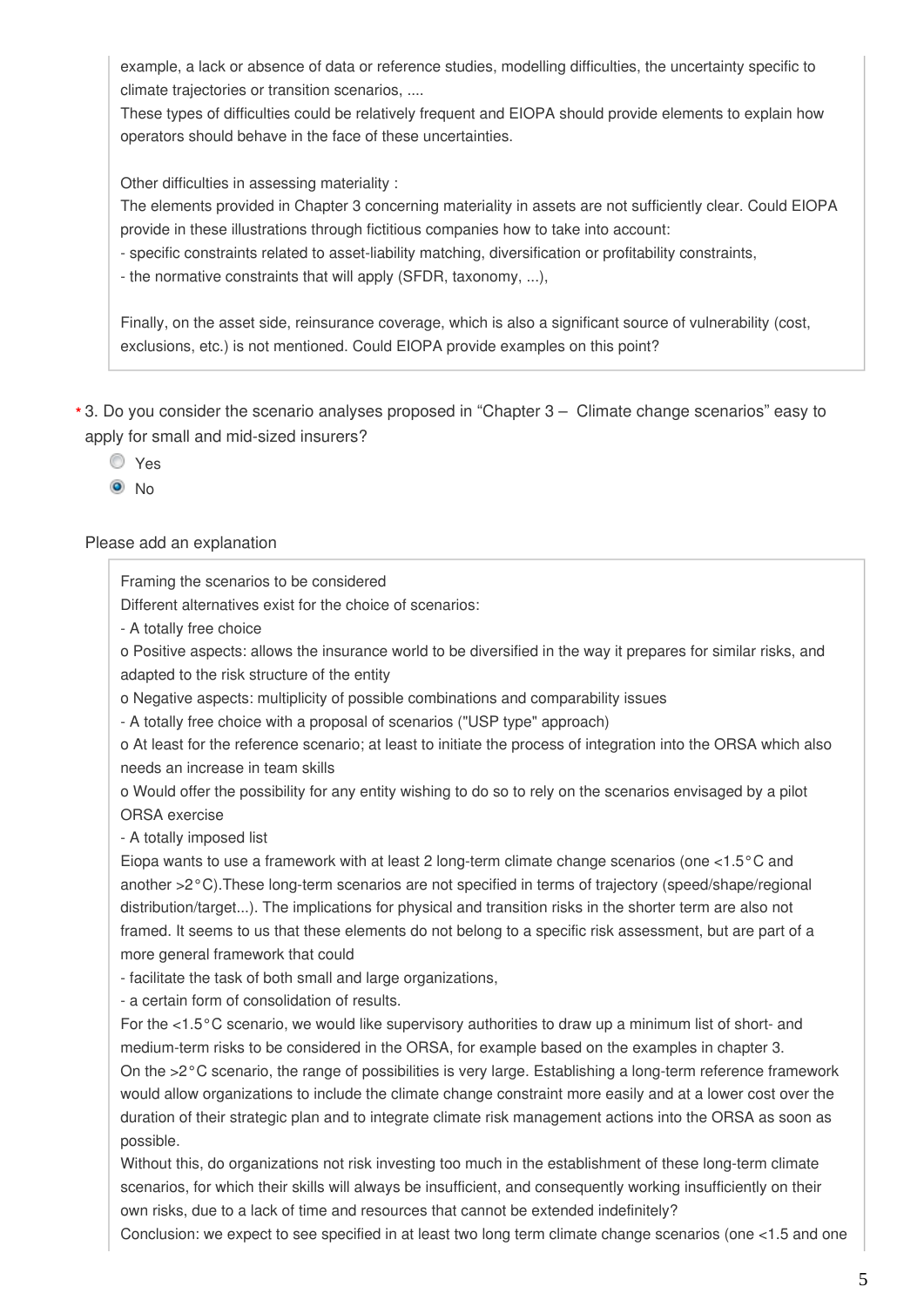example, a lack or absence of data or reference studies, modelling difficulties, the uncertainty specific to climate trajectories or transition scenarios, ....
These types of difficulties could be relatively frequent and EIOPA should provide elements to explain how operators should behave in the face of these uncertainties.

Other difficulties in assessing materiality :
The elements provided in Chapter 3 concerning materiality in assets are not sufficiently clear. Could EIOPA provide in these illustrations through fictitious companies how to take into account:
- specific constraints related to asset-liability matching, diversification or profitability constraints,
- the normative constraints that will apply (SFDR, taxonomy, ...),

Finally, on the asset side, reinsurance coverage, which is also a significant source of vulnerability (cost, exclusions, etc.) is not mentioned. Could EIOPA provide examples on this point?

* 3. Do you consider the scenario analyses proposed in “Chapter 3 – Climate change scenarios” easy to apply for small and mid-sized insurers?

- ○ Yes
- ◉ No

Please add an explanation

Framing the scenarios to be considered
Different alternatives exist for the choice of scenarios:
- A totally free choice
o Positive aspects: allows the insurance world to be diversified in the way it prepares for similar risks, and adapted to the risk structure of the entity
o Negative aspects: multiplicity of possible combinations and comparability issues
- A totally free choice with a proposal of scenarios ("USP type" approach)
o At least for the reference scenario; at least to initiate the process of integration into the ORSA which also needs an increase in team skills
o Would offer the possibility for any entity wishing to do so to rely on the scenarios envisaged by a pilot ORSA exercise
- A totally imposed list
Eiopa wants to use a framework with at least 2 long-term climate change scenarios (one <1.5°C and another >2°C).These long-term scenarios are not specified in terms of trajectory (speed/shape/regional distribution/target...). The implications for physical and transition risks in the shorter term are also not framed. It seems to us that these elements do not belong to a specific risk assessment, but are part of a more general framework that could
- facilitate the task of both small and large organizations,
- a certain form of consolidation of results.
For the <1.5°C scenario, we would like supervisory authorities to draw up a minimum list of short- and medium-term risks to be considered in the ORSA, for example based on the examples in chapter 3.
On the >2°C scenario, the range of possibilities is very large. Establishing a long-term reference framework would allow organizations to include the climate change constraint more easily and at a lower cost over the duration of their strategic plan and to integrate climate risk management actions into the ORSA as soon as possible.
Without this, do organizations not risk investing too much in the establishment of these long-term climate scenarios, for which their skills will always be insufficient, and consequently working insufficiently on their own risks, due to a lack of time and resources that cannot be extended indefinitely?
Conclusion: we expect to see specified in at least two long term climate change scenarios (one <1.5 and one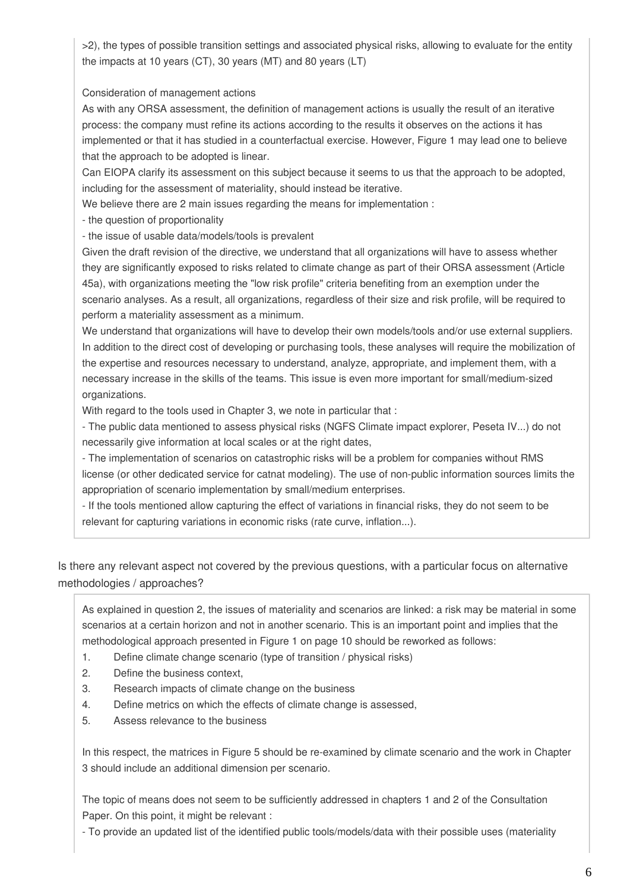>2), the types of possible transition settings and associated physical risks, allowing to evaluate for the entity the impacts at 10 years (CT), 30 years (MT) and 80 years (LT)

Consideration of management actions

As with any ORSA assessment, the definition of management actions is usually the result of an iterative process: the company must refine its actions according to the results it observes on the actions it has implemented or that it has studied in a counterfactual exercise. However, Figure 1 may lead one to believe that the approach to be adopted is linear.

Can EIOPA clarify its assessment on this subject because it seems to us that the approach to be adopted, including for the assessment of materiality, should instead be iterative.

We believe there are 2 main issues regarding the means for implementation :

- the question of proportionality
- the issue of usable data/models/tools is prevalent

Given the draft revision of the directive, we understand that all organizations will have to assess whether they are significantly exposed to risks related to climate change as part of their ORSA assessment (Article 45a), with organizations meeting the "low risk profile" criteria benefiting from an exemption under the scenario analyses. As a result, all organizations, regardless of their size and risk profile, will be required to perform a materiality assessment as a minimum.

We understand that organizations will have to develop their own models/tools and/or use external suppliers. In addition to the direct cost of developing or purchasing tools, these analyses will require the mobilization of the expertise and resources necessary to understand, analyze, appropriate, and implement them, with a necessary increase in the skills of the teams. This issue is even more important for small/medium-sized organizations.

With regard to the tools used in Chapter 3, we note in particular that :

- The public data mentioned to assess physical risks (NGFS Climate impact explorer, Peseta IV...) do not necessarily give information at local scales or at the right dates,
- The implementation of scenarios on catastrophic risks will be a problem for companies without RMS license (or other dedicated service for catnat modeling). The use of non-public information sources limits the appropriation of scenario implementation by small/medium enterprises.
- If the tools mentioned allow capturing the effect of variations in financial risks, they do not seem to be relevant for capturing variations in economic risks (rate curve, inflation...).

Is there any relevant aspect not covered by the previous questions, with a particular focus on alternative methodologies / approaches?

As explained in question 2, the issues of materiality and scenarios are linked: a risk may be material in some scenarios at a certain horizon and not in another scenario. This is an important point and implies that the methodological approach presented in Figure 1 on page 10 should be reworked as follows:

1. Define climate change scenario (type of transition / physical risks)
2. Define the business context,
3. Research impacts of climate change on the business
4. Define metrics on which the effects of climate change is assessed,
5. Assess relevance to the business

In this respect, the matrices in Figure 5 should be re-examined by climate scenario and the work in Chapter 3 should include an additional dimension per scenario.

The topic of means does not seem to be sufficiently addressed in chapters 1 and 2 of the Consultation Paper. On this point, it might be relevant :

- To provide an updated list of the identified public tools/models/data with their possible uses (materiality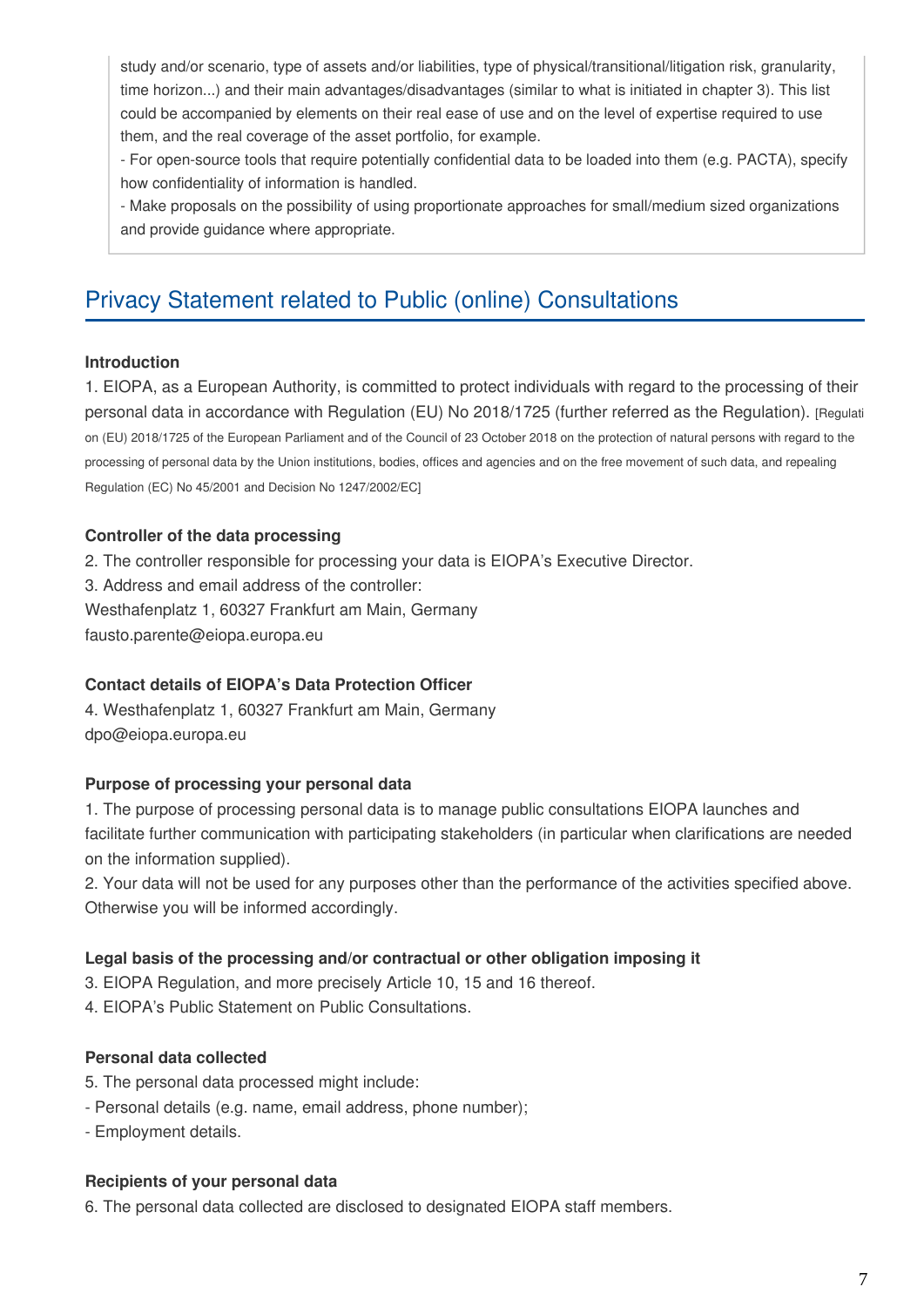study and/or scenario, type of assets and/or liabilities, type of physical/transitional/litigation risk, granularity, time horizon...) and their main advantages/disadvantages (similar to what is initiated in chapter 3). This list could be accompanied by elements on their real ease of use and on the level of expertise required to use them, and the real coverage of the asset portfolio, for example.

- For open-source tools that require potentially confidential data to be loaded into them (e.g. PACTA), specify how confidentiality of information is handled.
- Make proposals on the possibility of using proportionate approaches for small/medium sized organizations and provide guidance where appropriate.

## Privacy Statement related to Public (online) Consultations

**Introduction**

1. EIOPA, as a European Authority, is committed to protect individuals with regard to the processing of their personal data in accordance with Regulation (EU) No 2018/1725 (further referred as the Regulation). [Regulation (EU) 2018/1725 of the European Parliament and of the Council of 23 October 2018 on the protection of natural persons with regard to the processing of personal data by the Union institutions, bodies, offices and agencies and on the free movement of such data, and repealing Regulation (EC) No 45/2001 and Decision No 1247/2002/EC]

**Controller of the data processing**

2. The controller responsible for processing your data is EIOPA's Executive Director.
3. Address and email address of the controller:
Westhafenplatz 1, 60327 Frankfurt am Main, Germany
fausto.parente@eiopa.europa.eu

**Contact details of EIOPA's Data Protection Officer**

4. Westhafenplatz 1, 60327 Frankfurt am Main, Germany
dpo@eiopa.europa.eu

**Purpose of processing your personal data**

1. The purpose of processing personal data is to manage public consultations EIOPA launches and facilitate further communication with participating stakeholders (in particular when clarifications are needed on the information supplied).
2. Your data will not be used for any purposes other than the performance of the activities specified above. Otherwise you will be informed accordingly.

**Legal basis of the processing and/or contractual or other obligation imposing it**

3. EIOPA Regulation, and more precisely Article 10, 15 and 16 thereof.
4. EIOPA's Public Statement on Public Consultations.

**Personal data collected**

5. The personal data processed might include:
- Personal details (e.g. name, email address, phone number);
- Employment details.

**Recipients of your personal data**

6. The personal data collected are disclosed to designated EIOPA staff members.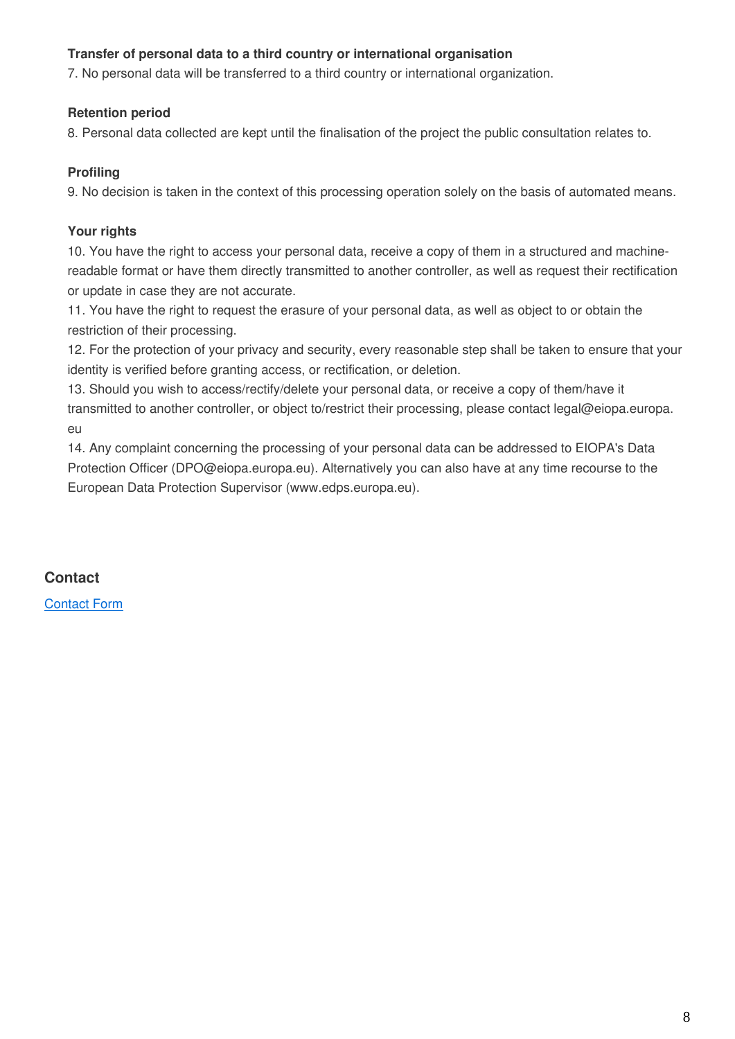**Transfer of personal data to a third country or international organisation**

7. No personal data will be transferred to a third country or international organization.

**Retention period**

8. Personal data collected are kept until the finalisation of the project the public consultation relates to.

**Profiling**

9. No decision is taken in the context of this processing operation solely on the basis of automated means.

**Your rights**

10. You have the right to access your personal data, receive a copy of them in a structured and machine-readable format or have them directly transmitted to another controller, as well as request their rectification or update in case they are not accurate.

11. You have the right to request the erasure of your personal data, as well as object to or obtain the restriction of their processing.

12. For the protection of your privacy and security, every reasonable step shall be taken to ensure that your identity is verified before granting access, or rectification, or deletion.

13. Should you wish to access/rectify/delete your personal data, or receive a copy of them/have it transmitted to another controller, or object to/restrict their processing, please contact legal@eiopa.europa.eu

14. Any complaint concerning the processing of your personal data can be addressed to EIOPA's Data Protection Officer (DPO@eiopa.europa.eu). Alternatively you can also have at any time recourse to the European Data Protection Supervisor (www.edps.europa.eu).

## Contact

Contact Form